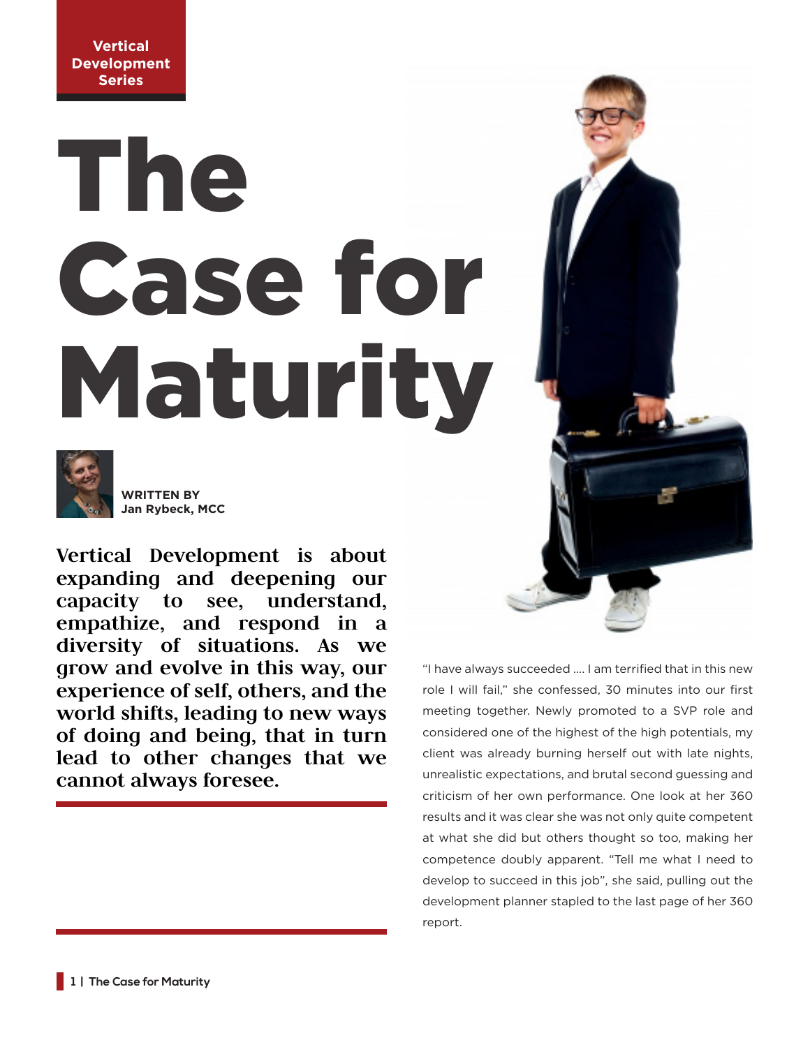Vertical Development Series

# The Case for Maturity

**WRITTEN BY**
**Jan Rybeck, MCC**

**Vertical Development is about expanding and deepening our capacity to see, understand, empathize, and respond in a diversity of situations. As we grow and evolve in this way, our experience of self, others, and the world shifts, leading to new ways of doing and being, that in turn lead to other changes that we cannot always foresee.**

"I have always succeeded .... I am terrified that in this new role I will fail," she confessed, 30 minutes into our first meeting together. Newly promoted to a SVP role and considered one of the highest of the high potentials, my client was already burning herself out with late nights, unrealistic expectations, and brutal second guessing and criticism of her own performance. One look at her 360 results and it was clear she was not only quite competent at what she did but others thought so too, making her competence doubly apparent. "Tell me what I need to develop to succeed in this job", she said, pulling out the development planner stapled to the last page of her 360 report.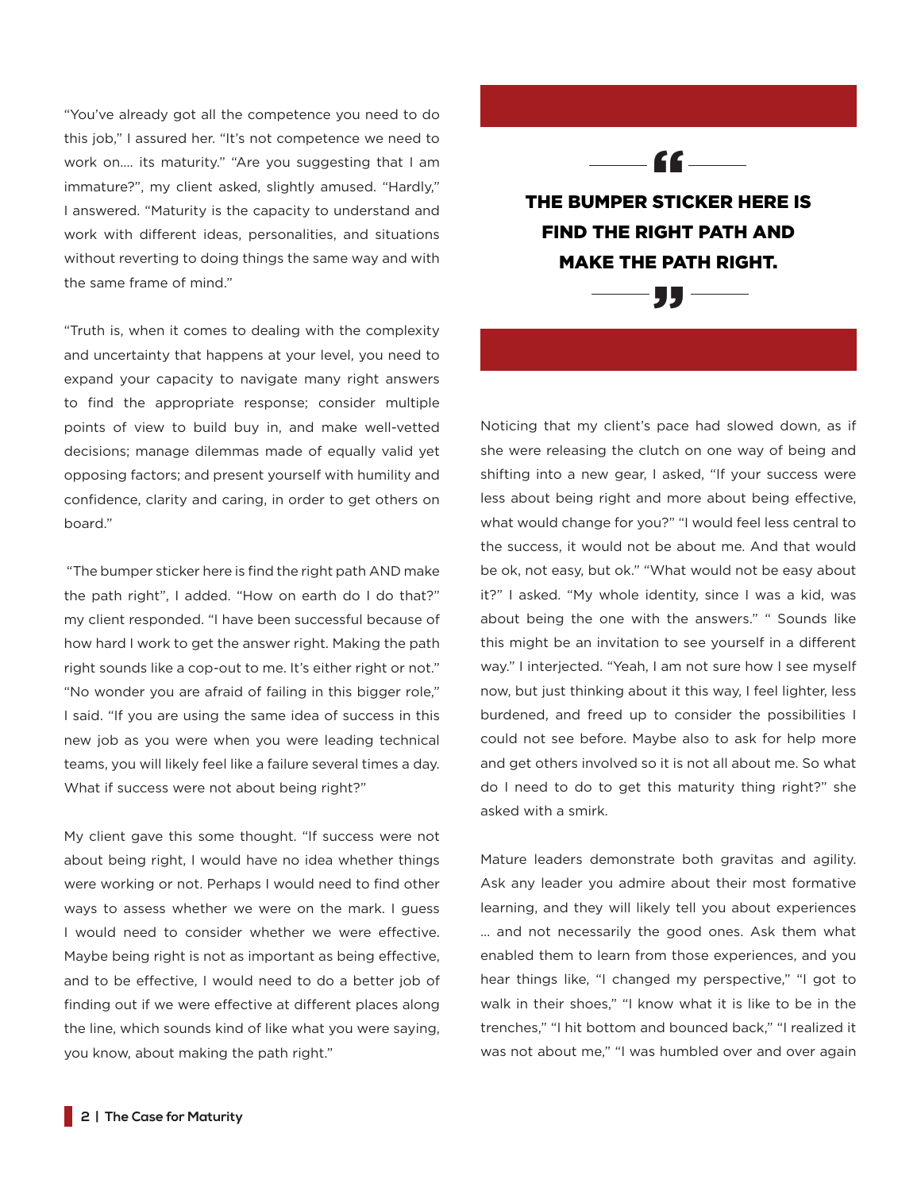"You've already got all the competence you need to do this job," I assured her. "It's not competence we need to work on…. its maturity." "Are you suggesting that I am immature?", my client asked, slightly amused. "Hardly," I answered. "Maturity is the capacity to understand and work with different ideas, personalities, and situations without reverting to doing things the same way and with the same frame of mind."

"Truth is, when it comes to dealing with the complexity and uncertainty that happens at your level, you need to expand your capacity to navigate many right answers to find the appropriate response; consider multiple points of view to build buy in, and make well-vetted decisions; manage dilemmas made of equally valid yet opposing factors; and present yourself with humility and confidence, clarity and caring, in order to get others on board."

"The bumper sticker here is find the right path AND make the path right", I added. "How on earth do I do that?" my client responded. "I have been successful because of how hard I work to get the answer right. Making the path right sounds like a cop-out to me. It's either right or not." "No wonder you are afraid of failing in this bigger role," I said. "If you are using the same idea of success in this new job as you were when you were leading technical teams, you will likely feel like a failure several times a day. What if success were not about being right?"

My client gave this some thought. "If success were not about being right, I would have no idea whether things were working or not. Perhaps I would need to find other ways to assess whether we were on the mark. I guess I would need to consider whether we were effective. Maybe being right is not as important as being effective, and to be effective, I would need to do a better job of finding out if we were effective at different places along the line, which sounds kind of like what you were saying, you know, about making the path right."

> **THE BUMPER STICKER HERE IS FIND THE RIGHT PATH AND MAKE THE PATH RIGHT.**

Noticing that my client's pace had slowed down, as if she were releasing the clutch on one way of being and shifting into a new gear, I asked, "If your success were less about being right and more about being effective, what would change for you?" "I would feel less central to the success, it would not be about me. And that would be ok, not easy, but ok." "What would not be easy about it?" I asked. "My whole identity, since I was a kid, was about being the one with the answers." " Sounds like this might be an invitation to see yourself in a different way." I interjected. "Yeah, I am not sure how I see myself now, but just thinking about it this way, I feel lighter, less burdened, and freed up to consider the possibilities I could not see before. Maybe also to ask for help more and get others involved so it is not all about me. So what do I need to do to get this maturity thing right?" she asked with a smirk.

Mature leaders demonstrate both gravitas and agility. Ask any leader you admire about their most formative learning, and they will likely tell you about experiences … and not necessarily the good ones. Ask them what enabled them to learn from those experiences, and you hear things like, "I changed my perspective," "I got to walk in their shoes," "I know what it is like to be in the trenches," "I hit bottom and bounced back," "I realized it was not about me," "I was humbled over and over again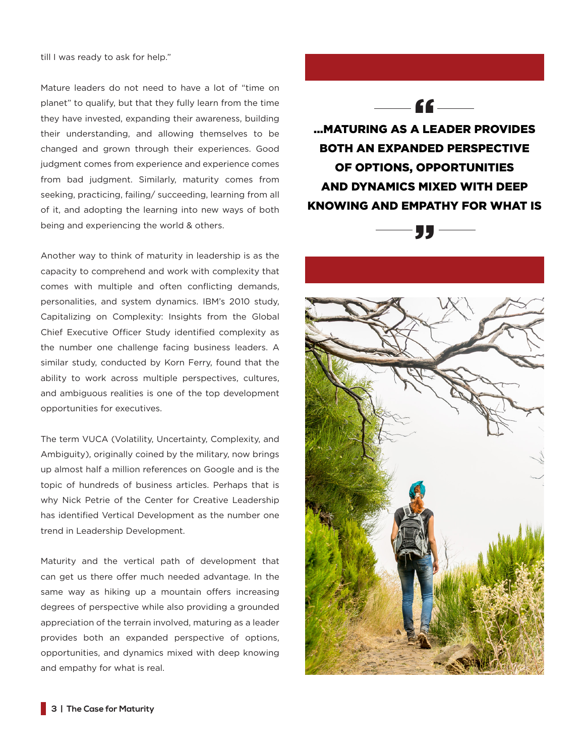till I was ready to ask for help."

Mature leaders do not need to have a lot of "time on planet" to qualify, but that they fully learn from the time they have invested, expanding their awareness, building their understanding, and allowing themselves to be changed and grown through their experiences. Good judgment comes from experience and experience comes from bad judgment. Similarly, maturity comes from seeking, practicing, failing/ succeeding, learning from all of it, and adopting the learning into new ways of both being and experiencing the world & others.

Another way to think of maturity in leadership is as the capacity to comprehend and work with complexity that comes with multiple and often conflicting demands, personalities, and system dynamics. IBM's 2010 study, Capitalizing on Complexity: Insights from the Global Chief Executive Officer Study identified complexity as the number one challenge facing business leaders. A similar study, conducted by Korn Ferry, found that the ability to work across multiple perspectives, cultures, and ambiguous realities is one of the top development opportunities for executives.

The term VUCA (Volatility, Uncertainty, Complexity, and Ambiguity), originally coined by the military, now brings up almost half a million references on Google and is the topic of hundreds of business articles. Perhaps that is why Nick Petrie of the Center for Creative Leadership has identified Vertical Development as the number one trend in Leadership Development.

Maturity and the vertical path of development that can get us there offer much needed advantage. In the same way as hiking up a mountain offers increasing degrees of perspective while also providing a grounded appreciation of the terrain involved, maturing as a leader provides both an expanded perspective of options, opportunities, and dynamics mixed with deep knowing and empathy for what is real.

> **"...MATURING AS A LEADER PROVIDES BOTH AN EXPANDED PERSPECTIVE OF OPTIONS, OPPORTUNITIES AND DYNAMICS MIXED WITH DEEP KNOWING AND EMPATHY FOR WHAT IS"**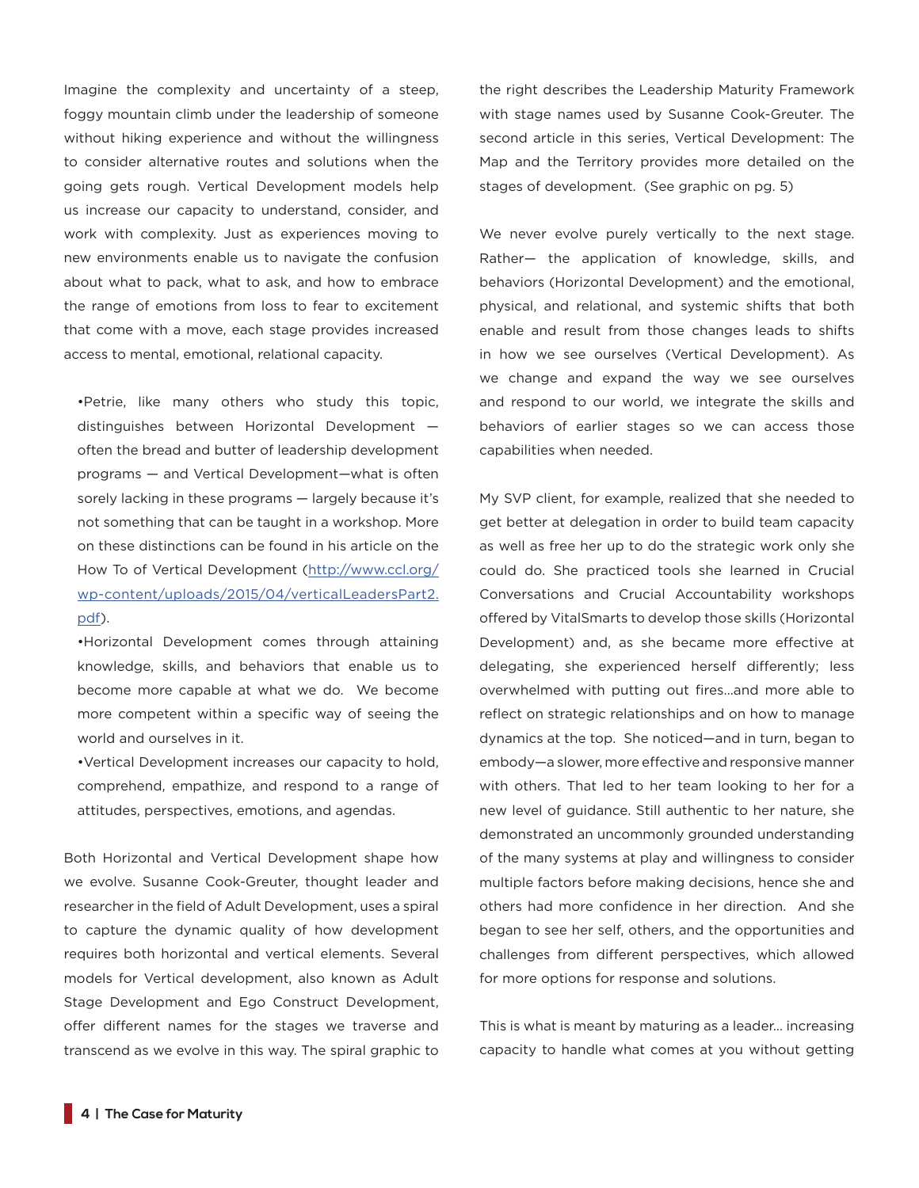Imagine the complexity and uncertainty of a steep, foggy mountain climb under the leadership of someone without hiking experience and without the willingness to consider alternative routes and solutions when the going gets rough. Vertical Development models help us increase our capacity to understand, consider, and work with complexity. Just as experiences moving to new environments enable us to navigate the confusion about what to pack, what to ask, and how to embrace the range of emotions from loss to fear to excitement that come with a move, each stage provides increased access to mental, emotional, relational capacity.

- •Petrie, like many others who study this topic, distinguishes between Horizontal Development — often the bread and butter of leadership development programs — and Vertical Development—what is often sorely lacking in these programs — largely because it's not something that can be taught in a workshop. More on these distinctions can be found in his article on the How To of Vertical Development (http://www.ccl.org/wp-content/uploads/2015/04/verticalLeadersPart2.pdf).
- •Horizontal Development comes through attaining knowledge, skills, and behaviors that enable us to become more capable at what we do. We become more competent within a specific way of seeing the world and ourselves in it.
- •Vertical Development increases our capacity to hold, comprehend, empathize, and respond to a range of attitudes, perspectives, emotions, and agendas.

Both Horizontal and Vertical Development shape how we evolve. Susanne Cook-Greuter, thought leader and researcher in the field of Adult Development, uses a spiral to capture the dynamic quality of how development requires both horizontal and vertical elements. Several models for Vertical development, also known as Adult Stage Development and Ego Construct Development, offer different names for the stages we traverse and transcend as we evolve in this way. The spiral graphic to the right describes the Leadership Maturity Framework with stage names used by Susanne Cook-Greuter. The second article in this series, Vertical Development: The Map and the Territory provides more detailed on the stages of development. (See graphic on pg. 5)

We never evolve purely vertically to the next stage. Rather— the application of knowledge, skills, and behaviors (Horizontal Development) and the emotional, physical, and relational, and systemic shifts that both enable and result from those changes leads to shifts in how we see ourselves (Vertical Development). As we change and expand the way we see ourselves and respond to our world, we integrate the skills and behaviors of earlier stages so we can access those capabilities when needed.

My SVP client, for example, realized that she needed to get better at delegation in order to build team capacity as well as free her up to do the strategic work only she could do. She practiced tools she learned in Crucial Conversations and Crucial Accountability workshops offered by VitalSmarts to develop those skills (Horizontal Development) and, as she became more effective at delegating, she experienced herself differently; less overwhelmed with putting out fires...and more able to reflect on strategic relationships and on how to manage dynamics at the top. She noticed—and in turn, began to embody—a slower, more effective and responsive manner with others. That led to her team looking to her for a new level of guidance. Still authentic to her nature, she demonstrated an uncommonly grounded understanding of the many systems at play and willingness to consider multiple factors before making decisions, hence she and others had more confidence in her direction. And she began to see her self, others, and the opportunities and challenges from different perspectives, which allowed for more options for response and solutions.

This is what is meant by maturing as a leader... increasing capacity to handle what comes at you without getting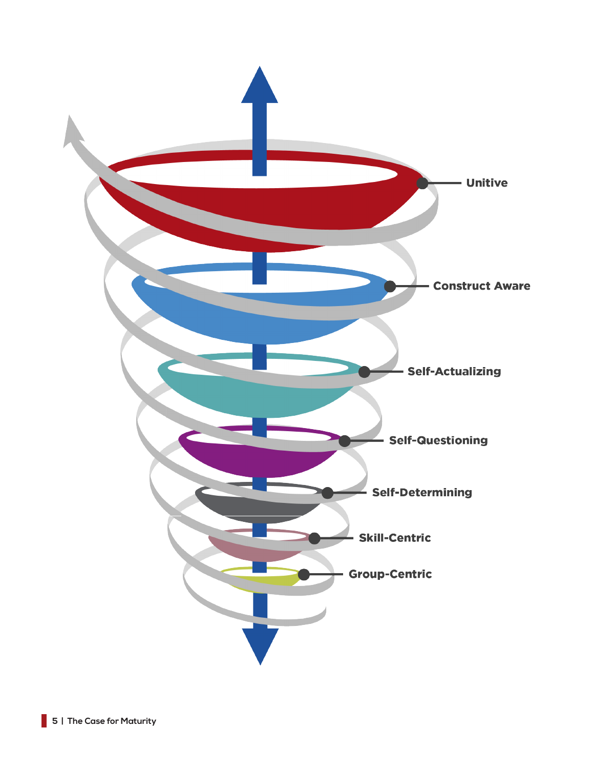Unitive

Construct Aware

Self-Actualizing

Self-Questioning

Self-Determining

Skill-Centric

Group-Centric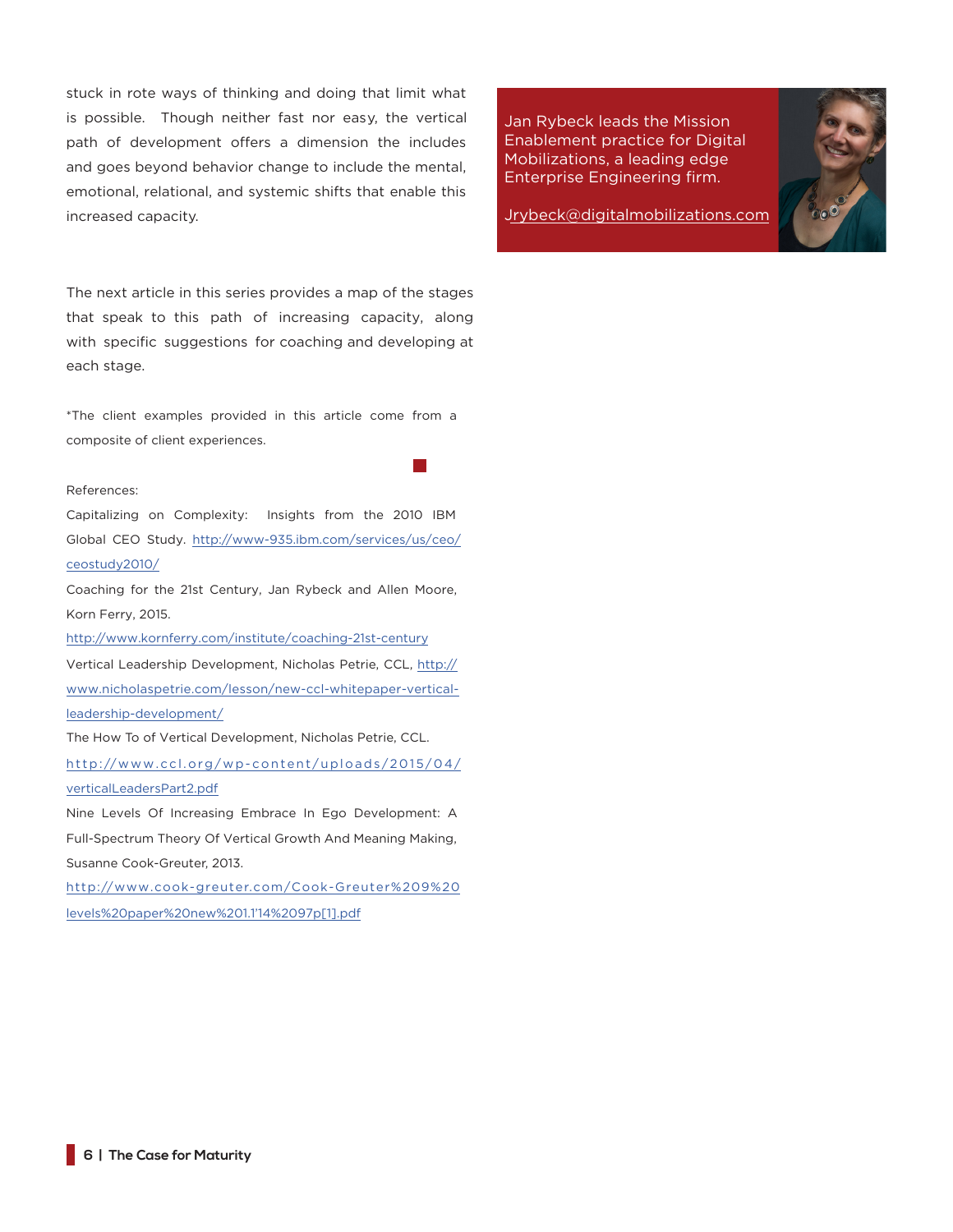stuck in rote ways of thinking and doing that limit what is possible. Though neither fast nor easy, the vertical path of development offers a dimension the includes and goes beyond behavior change to include the mental, emotional, relational, and systemic shifts that enable this increased capacity.

The next article in this series provides a map of the stages that speak to this path of increasing capacity, along with specific suggestions for coaching and developing at each stage.

*The client examples provided in this article come from a composite of client experiences.

References:

Capitalizing on Complexity: Insights from the 2010 IBM Global CEO Study. http://www-935.ibm.com/services/us/ceo/ceostudy2010/

Coaching for the 21st Century, Jan Rybeck and Allen Moore, Korn Ferry, 2015.

http://www.kornferry.com/institute/coaching-21st-century

Vertical Leadership Development, Nicholas Petrie, CCL, http://www.nicholaspetrie.com/lesson/new-ccl-whitepaper-vertical-leadership-development/

The How To of Vertical Development, Nicholas Petrie, CCL.

http://www.ccl.org/wp-content/uploads/2015/04/verticalLeadersPart2.pdf

Nine Levels Of Increasing Embrace In Ego Development: A Full-Spectrum Theory Of Vertical Growth And Meaning Making, Susanne Cook-Greuter, 2013.

http://www.cook-greuter.com/Cook-Greuter%209%20levels%20paper%20new%201.1'14%2097p[1].pdf

Jan Rybeck leads the Mission Enablement practice for Digital Mobilizations, a leading edge Enterprise Engineering firm.

Jrybeck@digitalmobilizations.com